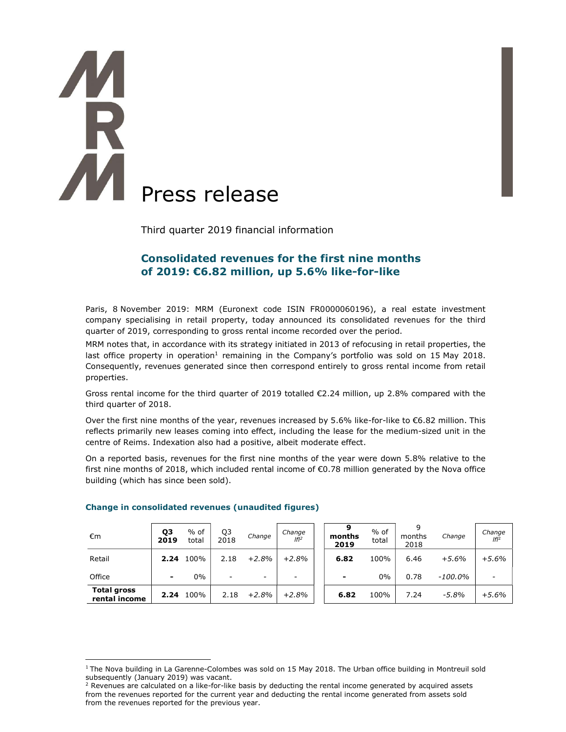# Press release

Third quarter 2019 financial information

## Consolidated revenues for the first nine months of 2019: €6.82 million, up 5.6% like-for-like

Paris, 8 November 2019: MRM (Euronext code ISIN FR0000060196), a real estate investment company specialising in retail property, today announced its consolidated revenues for the third quarter of 2019, corresponding to gross rental income recorded over the period.

MRM notes that, in accordance with its strategy initiated in 2013 of refocusing in retail properties, the last office property in operation[1] remaining in the Company's portfolio was sold on 15 May 2018. Consequently, revenues generated since then correspond entirely to gross rental income from retail properties.

Gross rental income for the third quarter of 2019 totalled €2.24 million, up 2.8% compared with the third quarter of 2018.

Over the first nine months of the year, revenues increased by 5.6% like-for-like to €6.82 million. This reflects primarily new leases coming into effect, including the lease for the medium-sized unit in the centre of Reims. Indexation also had a positive, albeit moderate effect.

On a reported basis, revenues for the first nine months of the year were down 5.8% relative to the first nine months of 2018, which included rental income of €0.78 million generated by the Nova office building (which has since been sold).

### Change in consolidated revenues (unaudited figures)

| €m | **Q3 2019** | % of total | Q3 2018 | *Change* | *Change lfl[2]* | **9 months 2019** | % of total | 9 months 2018 | *Change* | *Change lfl[2]* |
|---|---|---|---|---|---|---|---|---|---|---|
| Retail | **2.24** | 100% | 2.18 | *+2.8%* | *+2.8%* | **6.82** | 100% | 6.46 | *+5.6%* | *+5.6%* |
| Office | **-** | 0% | - | - | - | **-** | 0% | 0.78 | *-100.0%* | - |
| **Total gross rental income** | **2.24** | 100% | 2.18 | *+2.8%* | *+2.8%* | **6.82** | 100% | 7.24 | *-5.8%* | *+5.6%* |

[1] The Nova building in La Garenne-Colombes was sold on 15 May 2018. The Urban office building in Montreuil sold subsequently (January 2019) was vacant.

[2] Revenues are calculated on a like-for-like basis by deducting the rental income generated by acquired assets from the revenues reported for the current year and deducting the rental income generated from assets sold from the revenues reported for the previous year.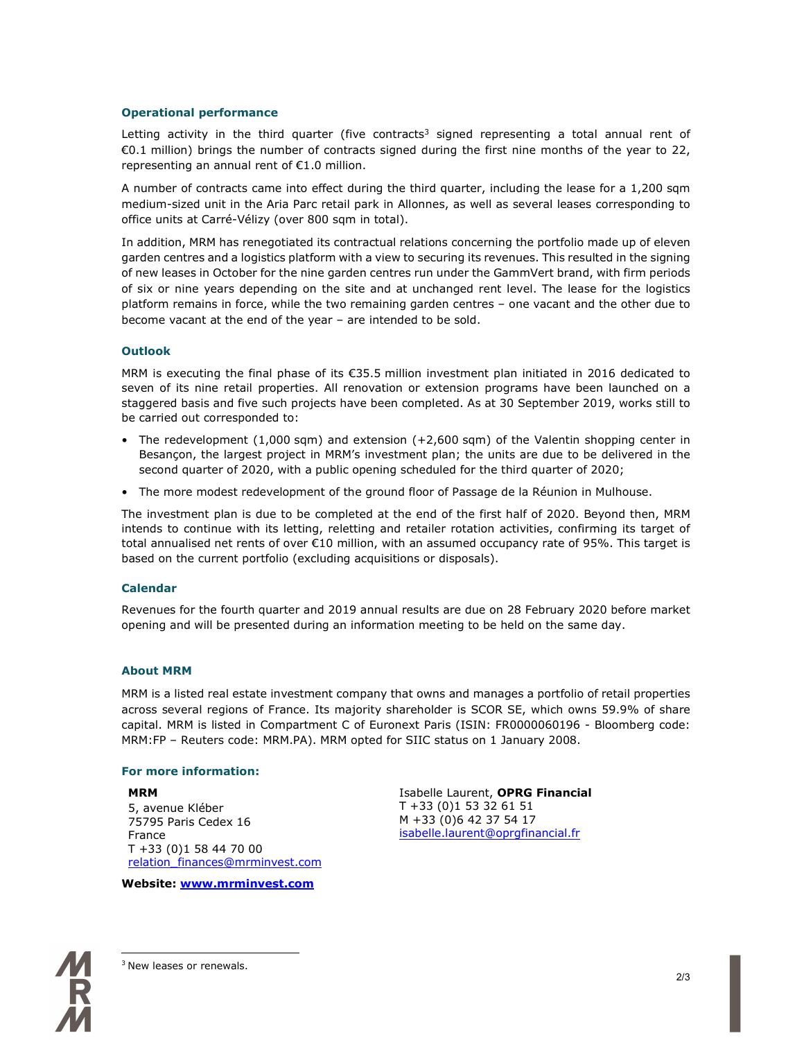### Operational performance

Letting activity in the third quarter (five contracts[3] signed representing a total annual rent of €0.1 million) brings the number of contracts signed during the first nine months of the year to 22, representing an annual rent of €1.0 million.

A number of contracts came into effect during the third quarter, including the lease for a 1,200 sqm medium-sized unit in the Aria Parc retail park in Allonnes, as well as several leases corresponding to office units at Carré-Vélizy (over 800 sqm in total).

In addition, MRM has renegotiated its contractual relations concerning the portfolio made up of eleven garden centres and a logistics platform with a view to securing its revenues. This resulted in the signing of new leases in October for the nine garden centres run under the GammVert brand, with firm periods of six or nine years depending on the site and at unchanged rent level. The lease for the logistics platform remains in force, while the two remaining garden centres – one vacant and the other due to become vacant at the end of the year – are intended to be sold.

### Outlook

MRM is executing the final phase of its €35.5 million investment plan initiated in 2016 dedicated to seven of its nine retail properties. All renovation or extension programs have been launched on a staggered basis and five such projects have been completed. As at 30 September 2019, works still to be carried out corresponded to:

- The redevelopment (1,000 sqm) and extension (+2,600 sqm) of the Valentin shopping center in Besançon, the largest project in MRM's investment plan; the units are due to be delivered in the second quarter of 2020, with a public opening scheduled for the third quarter of 2020;
- The more modest redevelopment of the ground floor of Passage de la Réunion in Mulhouse.

The investment plan is due to be completed at the end of the first half of 2020. Beyond then, MRM intends to continue with its letting, reletting and retailer rotation activities, confirming its target of total annualised net rents of over €10 million, with an assumed occupancy rate of 95%. This target is based on the current portfolio (excluding acquisitions or disposals).

### Calendar

Revenues for the fourth quarter and 2019 annual results are due on 28 February 2020 before market opening and will be presented during an information meeting to be held on the same day.

### About MRM

MRM is a listed real estate investment company that owns and manages a portfolio of retail properties across several regions of France. Its majority shareholder is SCOR SE, which owns 59.9% of share capital. MRM is listed in Compartment C of Euronext Paris (ISIN: FR0000060196 - Bloomberg code: MRM:FP – Reuters code: MRM.PA). MRM opted for SIIC status on 1 January 2008.

### For more information:

**MRM**
5, avenue Kléber
75795 Paris Cedex 16
France
T +33 (0)1 58 44 70 00
relation_finances@mrminvest.com

Isabelle Laurent, **OPRG Financial**
T +33 (0)1 53 32 61 51
M +33 (0)6 42 37 54 17
isabelle.laurent@oprgfinancial.fr

**Website: www.mrminvest.com**

[3] New leases or renewals.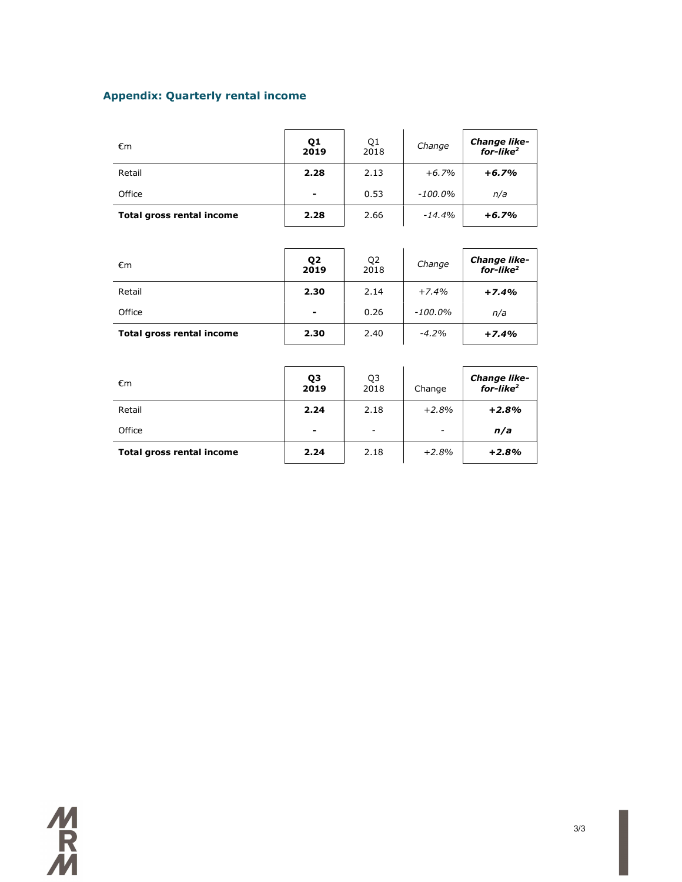## Appendix: Quarterly rental income

| €m | **Q1 2019** | Q1 2018 | *Change* | ***Change like-for-like[2]*** |
|---|---|---|---|---|
| Retail | **2.28** | 2.13 | *+6.7%* | ***+6.7%*** |
| Office | **-** | 0.53 | *-100.0%* | *n/a* |
| **Total gross rental income** | **2.28** | 2.66 | *-14.4%* | ***+6.7%*** |

| €m | **Q2 2019** | Q2 2018 | *Change* | ***Change like-for-like[2]*** |
|---|---|---|---|---|
| Retail | **2.30** | 2.14 | *+7.4%* | ***+7.4%*** |
| Office | **-** | 0.26 | *-100.0%* | *n/a* |
| **Total gross rental income** | **2.30** | 2.40 | *-4.2%* | ***+7.4%*** |

| €m | **Q3 2019** | Q3 2018 | Change | ***Change like-for-like[2]*** |
|---|---|---|---|---|
| Retail | **2.24** | 2.18 | *+2.8%* | ***+2.8%*** |
| Office | **-** | - | - | ***n/a*** |
| **Total gross rental income** | **2.24** | 2.18 | *+2.8%* | ***+2.8%*** |